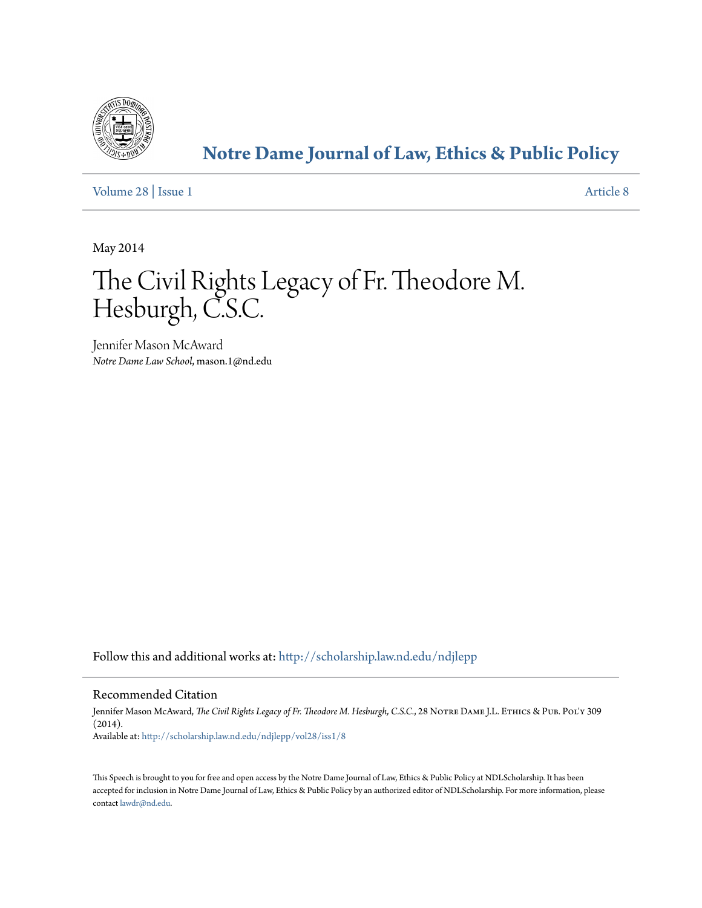# Notre Dame Journal of Law, Ethics & Public Policy

Volume 28 | Issue 1 Article 8

May 2014

# The Civil Rights Legacy of Fr. Theodore M. Hesburgh, C.S.C.

Jennifer Mason McAward
*Notre Dame Law School*, mason.1@nd.edu

Follow this and additional works at: http://scholarship.law.nd.edu/ndjlepp

## Recommended Citation

Jennifer Mason McAward, *The Civil Rights Legacy of Fr. Theodore M. Hesburgh, C.S.C.*, 28 Notre Dame J.L. Ethics & Pub. Pol'y 309 (2014).
Available at: http://scholarship.law.nd.edu/ndjlepp/vol28/iss1/8

This Speech is brought to you for free and open access by the Notre Dame Journal of Law, Ethics & Public Policy at NDLScholarship. It has been accepted for inclusion in Notre Dame Journal of Law, Ethics & Public Policy by an authorized editor of NDLScholarship. For more information, please contact lawdr@nd.edu.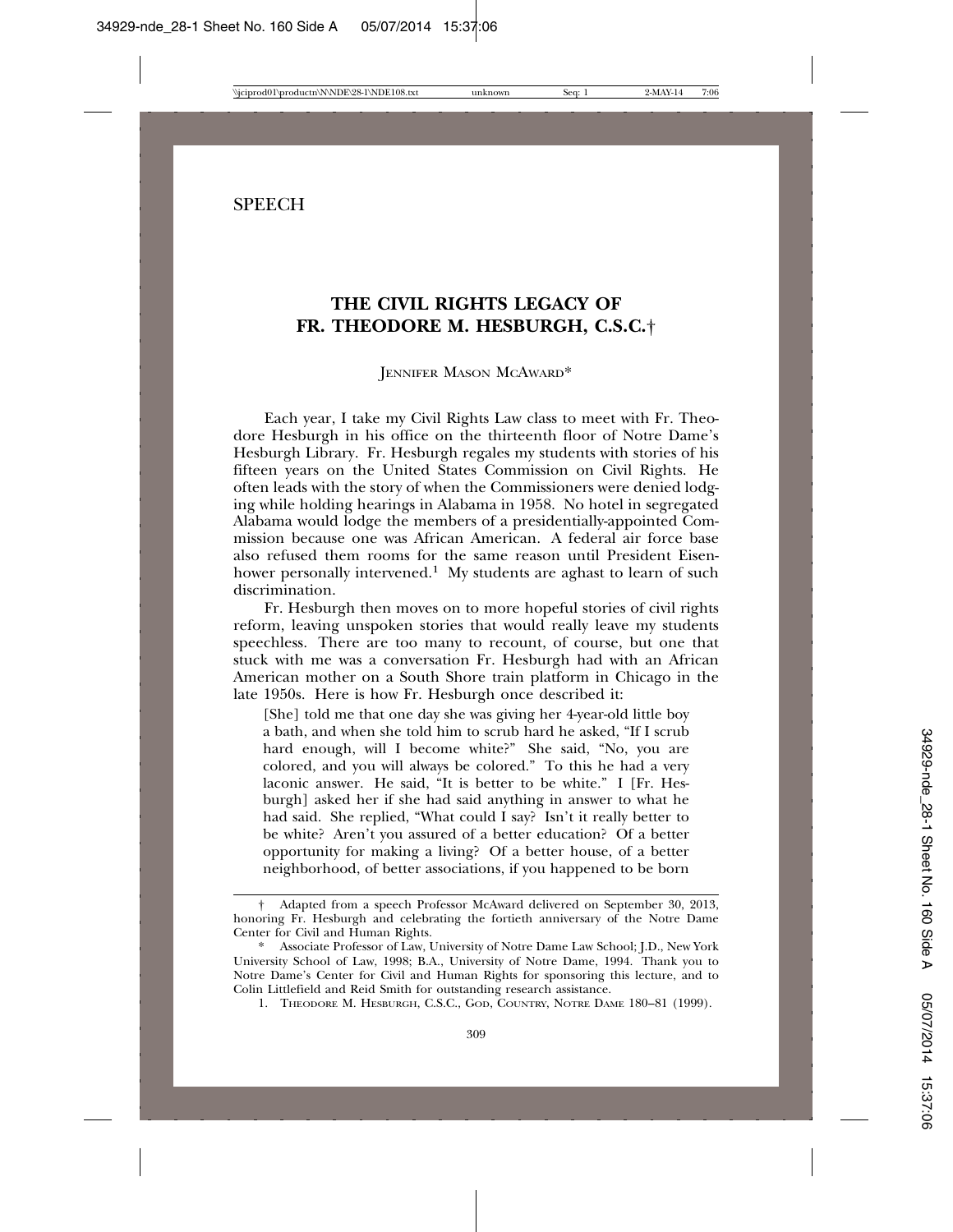SPEECH

# THE CIVIL RIGHTS LEGACY OF FR. THEODORE M. HESBURGH, C.S.C.†

JENNIFER MASON MCAWARD*

Each year, I take my Civil Rights Law class to meet with Fr. Theodore Hesburgh in his office on the thirteenth floor of Notre Dame's Hesburgh Library. Fr. Hesburgh regales my students with stories of his fifteen years on the United States Commission on Civil Rights. He often leads with the story of when the Commissioners were denied lodging while holding hearings in Alabama in 1958. No hotel in segregated Alabama would lodge the members of a presidentially-appointed Commission because one was African American. A federal air force base also refused them rooms for the same reason until President Eisenhower personally intervened.[1] My students are aghast to learn of such discrimination.

Fr. Hesburgh then moves on to more hopeful stories of civil rights reform, leaving unspoken stories that would really leave my students speechless. There are too many to recount, of course, but one that stuck with me was a conversation Fr. Hesburgh had with an African American mother on a South Shore train platform in Chicago in the late 1950s. Here is how Fr. Hesburgh once described it:

> [She] told me that one day she was giving her 4-year-old little boy a bath, and when she told him to scrub hard he asked, "If I scrub hard enough, will I become white?" She said, "No, you are colored, and you will always be colored." To this he had a very laconic answer. He said, "It is better to be white." I [Fr. Hesburgh] asked her if she had said anything in answer to what he had said. She replied, "What could I say? Isn't it really better to be white? Aren't you assured of a better education? Of a better opportunity for making a living? Of a better house, of a better neighborhood, of better associations, if you happened to be born

---

† Adapted from a speech Professor McAward delivered on September 30, 2013, honoring Fr. Hesburgh and celebrating the fortieth anniversary of the Notre Dame Center for Civil and Human Rights.

\* Associate Professor of Law, University of Notre Dame Law School; J.D., New York University School of Law, 1998; B.A., University of Notre Dame, 1994. Thank you to Notre Dame's Center for Civil and Human Rights for sponsoring this lecture, and to Colin Littlefield and Reid Smith for outstanding research assistance.

1. THEODORE M. HESBURGH, C.S.C., GOD, COUNTRY, NOTRE DAME 180–81 (1999).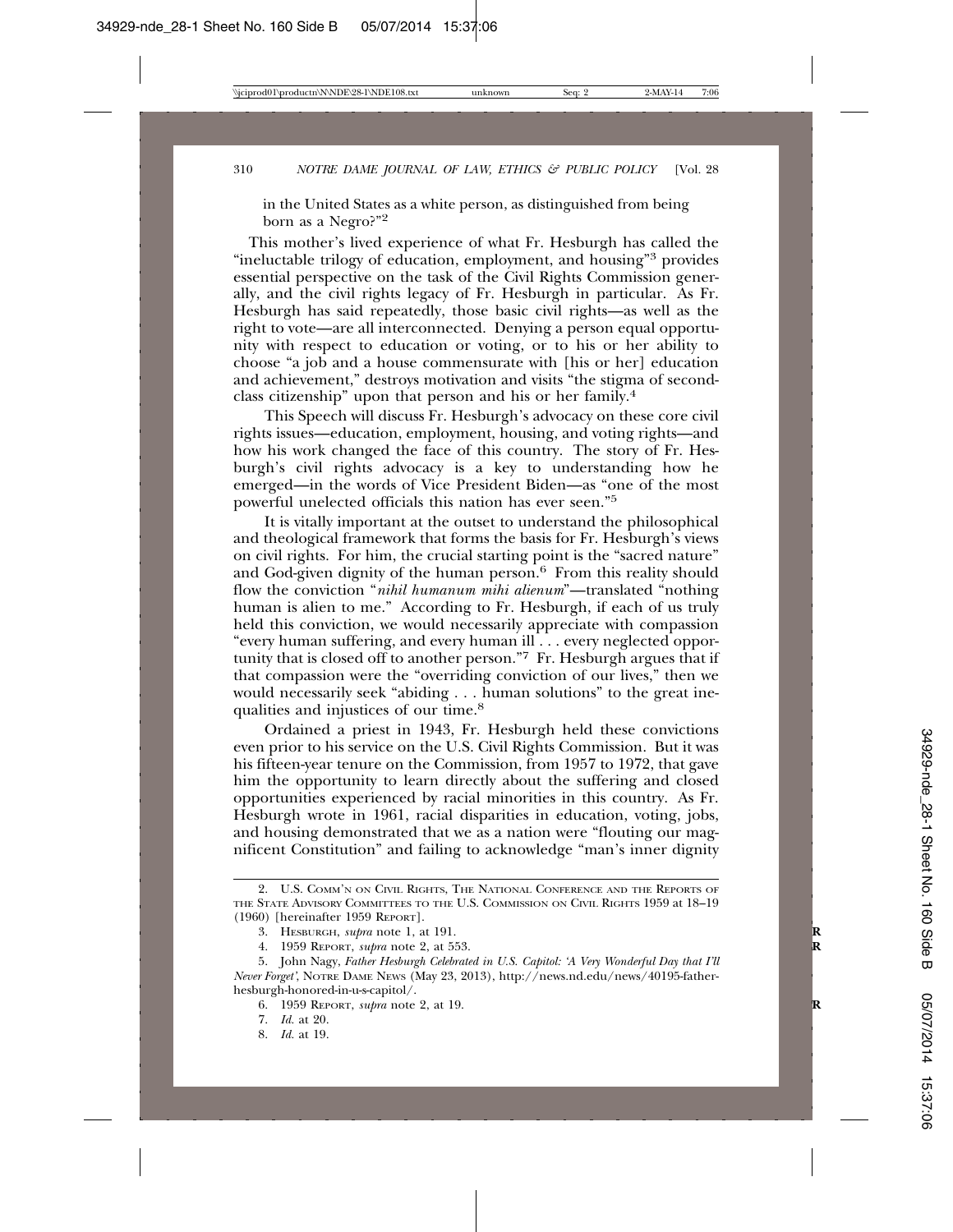in the United States as a white person, as distinguished from being born as a Negro?"[2]

This mother's lived experience of what Fr. Hesburgh has called the "ineluctable trilogy of education, employment, and housing"[3] provides essential perspective on the task of the Civil Rights Commission generally, and the civil rights legacy of Fr. Hesburgh in particular. As Fr. Hesburgh has said repeatedly, those basic civil rights—as well as the right to vote—are all interconnected. Denying a person equal opportunity with respect to education or voting, or to his or her ability to choose "a job and a house commensurate with [his or her] education and achievement," destroys motivation and visits "the stigma of second-class citizenship" upon that person and his or her family.[4]

This Speech will discuss Fr. Hesburgh's advocacy on these core civil rights issues—education, employment, housing, and voting rights—and how his work changed the face of this country. The story of Fr. Hesburgh's civil rights advocacy is a key to understanding how he emerged—in the words of Vice President Biden—as "one of the most powerful unelected officials this nation has ever seen."[5]

It is vitally important at the outset to understand the philosophical and theological framework that forms the basis for Fr. Hesburgh's views on civil rights. For him, the crucial starting point is the "sacred nature" and God-given dignity of the human person.[6] From this reality should flow the conviction "*nihil humanum mihi alienum*"—translated "nothing human is alien to me." According to Fr. Hesburgh, if each of us truly held this conviction, we would necessarily appreciate with compassion "every human suffering, and every human ill . . . every neglected opportunity that is closed off to another person."[7] Fr. Hesburgh argues that if that compassion were the "overriding conviction of our lives," then we would necessarily seek "abiding . . . human solutions" to the great inequalities and injustices of our time.[8]

Ordained a priest in 1943, Fr. Hesburgh held these convictions even prior to his service on the U.S. Civil Rights Commission. But it was his fifteen-year tenure on the Commission, from 1957 to 1972, that gave him the opportunity to learn directly about the suffering and closed opportunities experienced by racial minorities in this country. As Fr. Hesburgh wrote in 1961, racial disparities in education, voting, jobs, and housing demonstrated that we as a nation were "flouting our magnificent Constitution" and failing to acknowledge "man's inner dignity

---

2. U.S. Comm'n on Civil Rights, The National Conference and the Reports of the State Advisory Committees to the U.S. Commission on Civil Rights 1959 at 18–19 (1960) [hereinafter 1959 Report].

3. Hesburgh, *supra* note 1, at 191.

4. 1959 Report, *supra* note 2, at 553.

5. John Nagy, *Father Hesburgh Celebrated in U.S. Capitol: 'A Very Wonderful Day that I'll Never Forget'*, Notre Dame News (May 23, 2013), http://news.nd.edu/news/40195-father-hesburgh-honored-in-u-s-capitol/.

6. 1959 Report, *supra* note 2, at 19.

7. *Id.* at 20.

8. *Id.* at 19.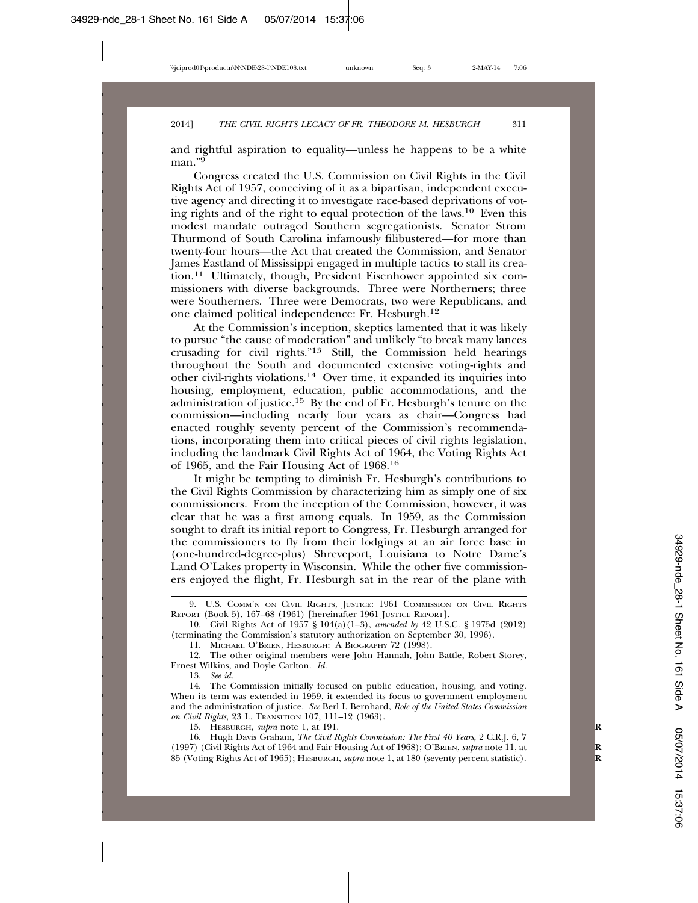and rightful aspiration to equality—unless he happens to be a white man."[9]

Congress created the U.S. Commission on Civil Rights in the Civil Rights Act of 1957, conceiving of it as a bipartisan, independent executive agency and directing it to investigate race-based deprivations of voting rights and of the right to equal protection of the laws.[10] Even this modest mandate outraged Southern segregationists. Senator Strom Thurmond of South Carolina infamously filibustered—for more than twenty-four hours—the Act that created the Commission, and Senator James Eastland of Mississippi engaged in multiple tactics to stall its creation.[11] Ultimately, though, President Eisenhower appointed six commissioners with diverse backgrounds. Three were Northerners; three were Southerners. Three were Democrats, two were Republicans, and one claimed political independence: Fr. Hesburgh.[12]

At the Commission's inception, skeptics lamented that it was likely to pursue "the cause of moderation" and unlikely "to break many lances crusading for civil rights."[13] Still, the Commission held hearings throughout the South and documented extensive voting-rights and other civil-rights violations.[14] Over time, it expanded its inquiries into housing, employment, education, public accommodations, and the administration of justice.[15] By the end of Fr. Hesburgh's tenure on the commission—including nearly four years as chair—Congress had enacted roughly seventy percent of the Commission's recommendations, incorporating them into critical pieces of civil rights legislation, including the landmark Civil Rights Act of 1964, the Voting Rights Act of 1965, and the Fair Housing Act of 1968.[16]

It might be tempting to diminish Fr. Hesburgh's contributions to the Civil Rights Commission by characterizing him as simply one of six commissioners. From the inception of the Commission, however, it was clear that he was a first among equals. In 1959, as the Commission sought to draft its initial report to Congress, Fr. Hesburgh arranged for the commissioners to fly from their lodgings at an air force base in (one-hundred-degree-plus) Shreveport, Louisiana to Notre Dame's Land O'Lakes property in Wisconsin. While the other five commissioners enjoyed the flight, Fr. Hesburgh sat in the rear of the plane with

---

9. U.S. Comm'n on Civil Rights, Justice: 1961 Commission on Civil Rights Report (Book 5), 167–68 (1961) [hereinafter 1961 Justice Report].

10. Civil Rights Act of 1957 § 104(a)(1–3), *amended by* 42 U.S.C. § 1975d (2012) (terminating the Commission's statutory authorization on September 30, 1996).

11. Michael O'Brien, Hesburgh: A Biography 72 (1998).

12. The other original members were John Hannah, John Battle, Robert Storey, Ernest Wilkins, and Doyle Carlton. *Id.*

13. *See id.*

14. The Commission initially focused on public education, housing, and voting. When its term was extended in 1959, it extended its focus to government employment and the administration of justice. *See* Berl I. Bernhard, *Role of the United States Commission on Civil Rights*, 23 L. Transition 107, 111–12 (1963).

15. Hesburgh, *supra* note 1, at 191.

16. Hugh Davis Graham, *The Civil Rights Commission: The First 40 Years*, 2 C.R.J. 6, 7 (1997) (Civil Rights Act of 1964 and Fair Housing Act of 1968); O'Brien, *supra* note 11, at 85 (Voting Rights Act of 1965); Hesburgh, *supra* note 1, at 180 (seventy percent statistic).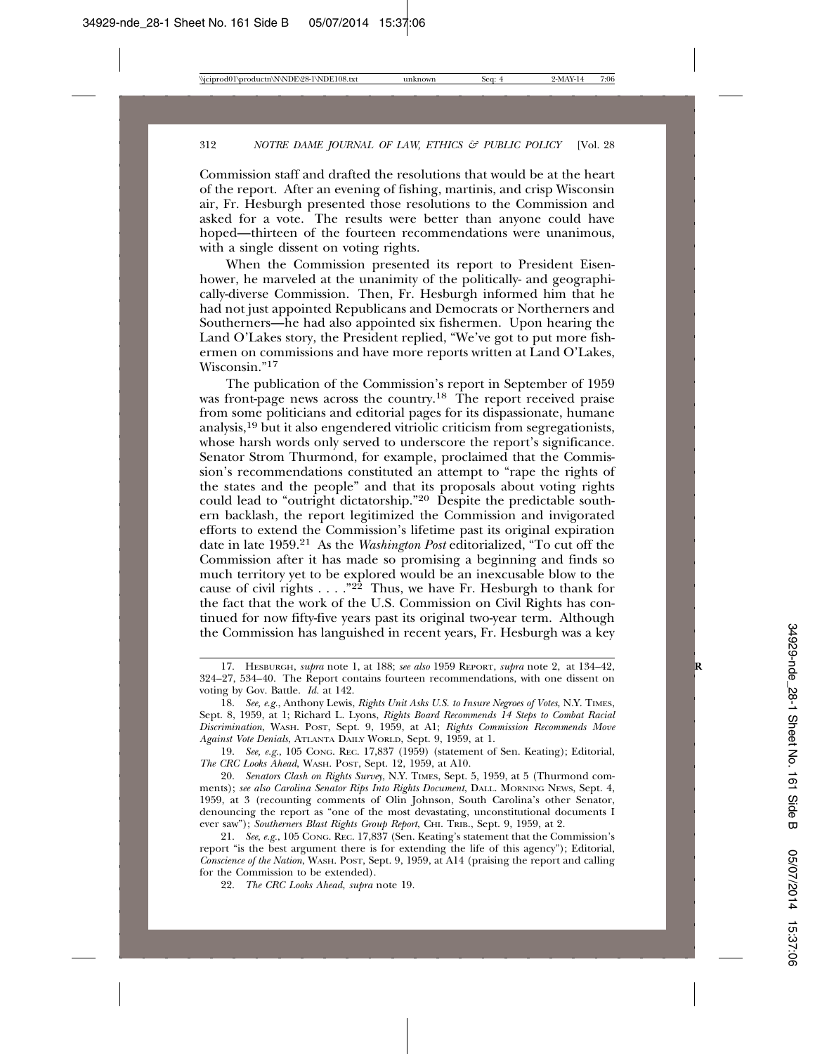Commission staff and drafted the resolutions that would be at the heart of the report. After an evening of fishing, martinis, and crisp Wisconsin air, Fr. Hesburgh presented those resolutions to the Commission and asked for a vote. The results were better than anyone could have hoped—thirteen of the fourteen recommendations were unanimous, with a single dissent on voting rights.

When the Commission presented its report to President Eisenhower, he marveled at the unanimity of the politically- and geographically-diverse Commission. Then, Fr. Hesburgh informed him that he had not just appointed Republicans and Democrats or Northerners and Southerners—he had also appointed six fishermen. Upon hearing the Land O'Lakes story, the President replied, "We've got to put more fishermen on commissions and have more reports written at Land O'Lakes, Wisconsin."[17]

The publication of the Commission's report in September of 1959 was front-page news across the country.[18] The report received praise from some politicians and editorial pages for its dispassionate, humane analysis,[19] but it also engendered vitriolic criticism from segregationists, whose harsh words only served to underscore the report's significance. Senator Strom Thurmond, for example, proclaimed that the Commission's recommendations constituted an attempt to "rape the rights of the states and the people" and that its proposals about voting rights could lead to "outright dictatorship."[20] Despite the predictable southern backlash, the report legitimized the Commission and invigorated efforts to extend the Commission's lifetime past its original expiration date in late 1959.[21] As the *Washington Post* editorialized, "To cut off the Commission after it has made so promising a beginning and finds so much territory yet to be explored would be an inexcusable blow to the cause of civil rights . . . ."[22] Thus, we have Fr. Hesburgh to thank for the fact that the work of the U.S. Commission on Civil Rights has continued for now fifty-five years past its original two-year term. Although the Commission has languished in recent years, Fr. Hesburgh was a key

---

17. HESBURGH, *supra* note 1, at 188; *see also* 1959 REPORT, *supra* note 2, at 134–42, 324–27, 534–40. The Report contains fourteen recommendations, with one dissent on voting by Gov. Battle. *Id.* at 142.

18. *See, e.g.*, Anthony Lewis, *Rights Unit Asks U.S. to Insure Negroes of Votes*, N.Y. TIMES, Sept. 8, 1959, at 1; Richard L. Lyons, *Rights Board Recommends 14 Steps to Combat Racial Discrimination*, WASH. POST, Sept. 9, 1959, at A1; *Rights Commission Recommends Move Against Vote Denials*, ATLANTA DAILY WORLD, Sept. 9, 1959, at 1.

19. *See, e.g.*, 105 CONG. REC. 17,837 (1959) (statement of Sen. Keating); Editorial, *The CRC Looks Ahead*, WASH. POST, Sept. 12, 1959, at A10.

20. *Senators Clash on Rights Survey*, N.Y. TIMES, Sept. 5, 1959, at 5 (Thurmond comments); *see also Carolina Senator Rips Into Rights Document*, DALL. MORNING NEWS, Sept. 4, 1959, at 3 (recounting comments of Olin Johnson, South Carolina's other Senator, denouncing the report as "one of the most devastating, unconstitutional documents I ever saw"); *Southerners Blast Rights Group Report*, CHI. TRIB., Sept. 9, 1959, at 2.

21. *See, e.g.*, 105 CONG. REC. 17,837 (Sen. Keating's statement that the Commission's report "is the best argument there is for extending the life of this agency"); Editorial, *Conscience of the Nation*, WASH. POST, Sept. 9, 1959, at A14 (praising the report and calling for the Commission to be extended).

22. *The CRC Looks Ahead*, *supra* note 19.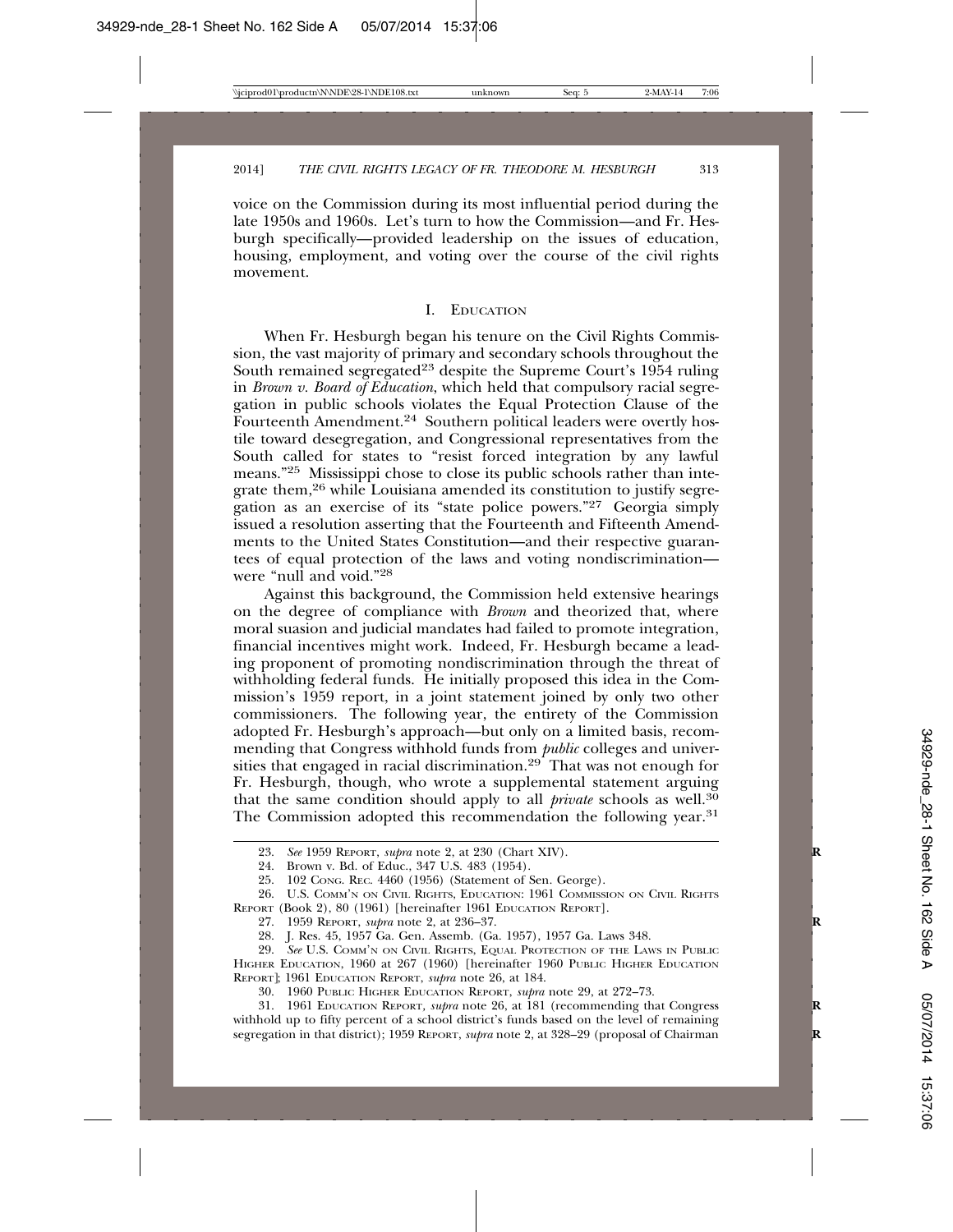voice on the Commission during its most influential period during the late 1950s and 1960s. Let's turn to how the Commission—and Fr. Hesburgh specifically—provided leadership on the issues of education, housing, employment, and voting over the course of the civil rights movement.

## I. Education

When Fr. Hesburgh began his tenure on the Civil Rights Commission, the vast majority of primary and secondary schools throughout the South remained segregated[23] despite the Supreme Court's 1954 ruling in *Brown v. Board of Education*, which held that compulsory racial segregation in public schools violates the Equal Protection Clause of the Fourteenth Amendment.[24] Southern political leaders were overtly hostile toward desegregation, and Congressional representatives from the South called for states to "resist forced integration by any lawful means."[25] Mississippi chose to close its public schools rather than integrate them,[26] while Louisiana amended its constitution to justify segregation as an exercise of its "state police powers."[27] Georgia simply issued a resolution asserting that the Fourteenth and Fifteenth Amendments to the United States Constitution—and their respective guarantees of equal protection of the laws and voting nondiscrimination—were "null and void."[28]

Against this background, the Commission held extensive hearings on the degree of compliance with *Brown* and theorized that, where moral suasion and judicial mandates had failed to promote integration, financial incentives might work. Indeed, Fr. Hesburgh became a leading proponent of promoting nondiscrimination through the threat of withholding federal funds. He initially proposed this idea in the Commission's 1959 report, in a joint statement joined by only two other commissioners. The following year, the entirety of the Commission adopted Fr. Hesburgh's approach—but only on a limited basis, recommending that Congress withhold funds from *public* colleges and universities that engaged in racial discrimination.[29] That was not enough for Fr. Hesburgh, though, who wrote a supplemental statement arguing that the same condition should apply to all *private* schools as well.[30] The Commission adopted this recommendation the following year.[31]

---

23. *See* 1959 Report, *supra* note 2, at 230 (Chart XIV).

24. Brown v. Bd. of Educ., 347 U.S. 483 (1954).

25. 102 Cong. Rec. 4460 (1956) (Statement of Sen. George).

26. U.S. Comm'n on Civil Rights, Education: 1961 Commission on Civil Rights Report (Book 2), 80 (1961) [hereinafter 1961 Education Report].

27. 1959 Report, *supra* note 2, at 236–37.

28. J. Res. 45, 1957 Ga. Gen. Assemb. (Ga. 1957), 1957 Ga. Laws 348.

29. *See* U.S. Comm'n on Civil Rights, Equal Protection of the Laws in Public Higher Education, 1960 at 267 (1960) [hereinafter 1960 Public Higher Education Report]; 1961 Education Report, *supra* note 26, at 184.

30. 1960 Public Higher Education Report, *supra* note 29, at 272–73.

31. 1961 Education Report, *supra* note 26, at 181 (recommending that Congress withhold up to fifty percent of a school district's funds based on the level of remaining segregation in that district); 1959 Report, *supra* note 2, at 328–29 (proposal of Chairman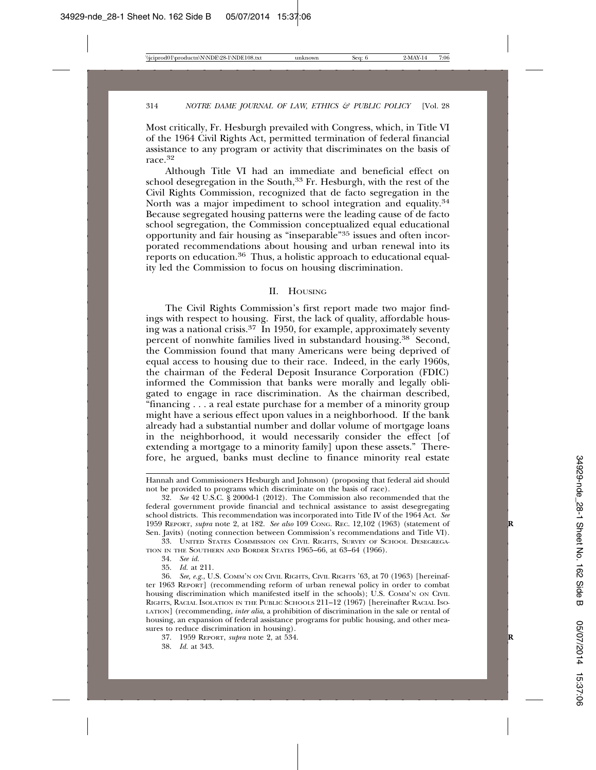Most critically, Fr. Hesburgh prevailed with Congress, which, in Title VI of the 1964 Civil Rights Act, permitted termination of federal financial assistance to any program or activity that discriminates on the basis of race.[32]

Although Title VI had an immediate and beneficial effect on school desegregation in the South,[33] Fr. Hesburgh, with the rest of the Civil Rights Commission, recognized that de facto segregation in the North was a major impediment to school integration and equality.[34] Because segregated housing patterns were the leading cause of de facto school segregation, the Commission conceptualized equal educational opportunity and fair housing as "inseparable"[35] issues and often incorporated recommendations about housing and urban renewal into its reports on education.[36] Thus, a holistic approach to educational equality led the Commission to focus on housing discrimination.

## II. Housing

The Civil Rights Commission's first report made two major findings with respect to housing. First, the lack of quality, affordable housing was a national crisis.[37] In 1950, for example, approximately seventy percent of nonwhite families lived in substandard housing.[38] Second, the Commission found that many Americans were being deprived of equal access to housing due to their race. Indeed, in the early 1960s, the chairman of the Federal Deposit Insurance Corporation (FDIC) informed the Commission that banks were morally and legally obligated to engage in race discrimination. As the chairman described, "financing . . . a real estate purchase for a member of a minority group might have a serious effect upon values in a neighborhood. If the bank already had a substantial number and dollar volume of mortgage loans in the neighborhood, it would necessarily consider the effect [of extending a mortgage to a minority family] upon these assets." Therefore, he argued, banks must decline to finance minority real estate

---

Hannah and Commissioners Hesburgh and Johnson) (proposing that federal aid should not be provided to programs which discriminate on the basis of race).

32. *See* 42 U.S.C. § 2000d-1 (2012). The Commission also recommended that the federal government provide financial and technical assistance to assist desegregating school districts. This recommendation was incorporated into Title IV of the 1964 Act. *See* 1959 Report, *supra* note 2, at 182. *See also* 109 Cong. Rec. 12,102 (1963) (statement of Sen. Javits) (noting connection between Commission's recommendations and Title VI).

33. United States Commission on Civil Rights, Survey of School Desegregation in the Southern and Border States 1965–66, at 63–64 (1966).

34. *See id.*

35. *Id.* at 211.

36. *See, e.g.*, U.S. Comm'n on Civil Rights, Civil Rights '63, at 70 (1963) [hereinafter 1963 Report] (recommending reform of urban renewal policy in order to combat housing discrimination which manifested itself in the schools); U.S. Comm'n on Civil Rights, Racial Isolation in the Public Schools 211–12 (1967) [hereinafter Racial Isolation] (recommending, *inter alia*, a prohibition of discrimination in the sale or rental of housing, an expansion of federal assistance programs for public housing, and other measures to reduce discrimination in housing).

37. 1959 Report, *supra* note 2, at 534.

38. *Id.* at 343.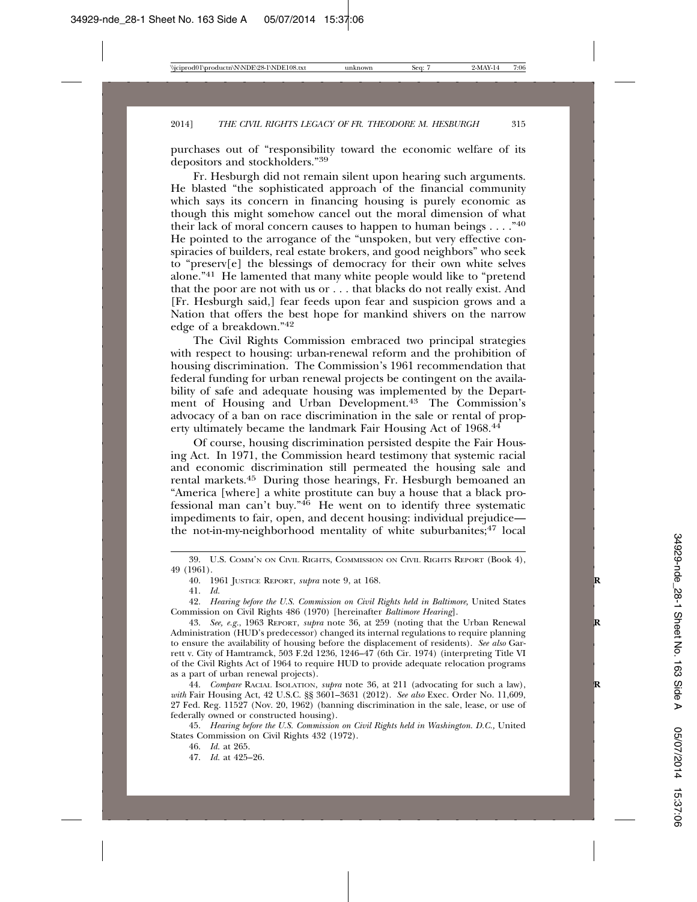purchases out of "responsibility toward the economic welfare of its depositors and stockholders."[39]

Fr. Hesburgh did not remain silent upon hearing such arguments. He blasted "the sophisticated approach of the financial community which says its concern in financing housing is purely economic as though this might somehow cancel out the moral dimension of what their lack of moral concern causes to happen to human beings . . . ."[40] He pointed to the arrogance of the "unspoken, but very effective conspiracies of builders, real estate brokers, and good neighbors" who seek to "preserv[e] the blessings of democracy for their own white selves alone."[41] He lamented that many white people would like to "pretend that the poor are not with us or . . . that blacks do not really exist. And [Fr. Hesburgh said,] fear feeds upon fear and suspicion grows and a Nation that offers the best hope for mankind shivers on the narrow edge of a breakdown."[42]

The Civil Rights Commission embraced two principal strategies with respect to housing: urban-renewal reform and the prohibition of housing discrimination. The Commission's 1961 recommendation that federal funding for urban renewal projects be contingent on the availability of safe and adequate housing was implemented by the Department of Housing and Urban Development.[43] The Commission's advocacy of a ban on race discrimination in the sale or rental of property ultimately became the landmark Fair Housing Act of 1968.[44]

Of course, housing discrimination persisted despite the Fair Housing Act. In 1971, the Commission heard testimony that systemic racial and economic discrimination still permeated the housing sale and rental markets.[45] During those hearings, Fr. Hesburgh bemoaned an "America [where] a white prostitute can buy a house that a black professional man can't buy."[46] He went on to identify three systematic impediments to fair, open, and decent housing: individual prejudice—the not-in-my-neighborhood mentality of white suburbanites;[47] local

---

39. U.S. Comm'n on Civil Rights, Commission on Civil Rights Report (Book 4), 49 (1961).

40. 1961 Justice Report, *supra* note 9, at 168.

41. *Id.*

42. *Hearing before the U.S. Commission on Civil Rights held in Baltimore,* United States Commission on Civil Rights 486 (1970) [hereinafter *Baltimore Hearing*].

43. *See, e.g.*, 1963 Report, *supra* note 36, at 259 (noting that the Urban Renewal Administration (HUD's predecessor) changed its internal regulations to require planning to ensure the availability of housing before the displacement of residents). *See also* Garrett v. City of Hamtramck, 503 F.2d 1236, 1246–47 (6th Cir. 1974) (interpreting Title VI of the Civil Rights Act of 1964 to require HUD to provide adequate relocation programs as a part of urban renewal projects).

44. *Compare* Racial Isolation, *supra* note 36, at 211 (advocating for such a law), *with* Fair Housing Act, 42 U.S.C. §§ 3601–3631 (2012). *See also* Exec. Order No. 11,609, 27 Fed. Reg. 11527 (Nov. 20, 1962) (banning discrimination in the sale, lease, or use of federally owned or constructed housing).

45. *Hearing before the U.S. Commission on Civil Rights held in Washington. D.C.,* United States Commission on Civil Rights 432 (1972).

46. *Id.* at 265.

47. *Id.* at 425–26.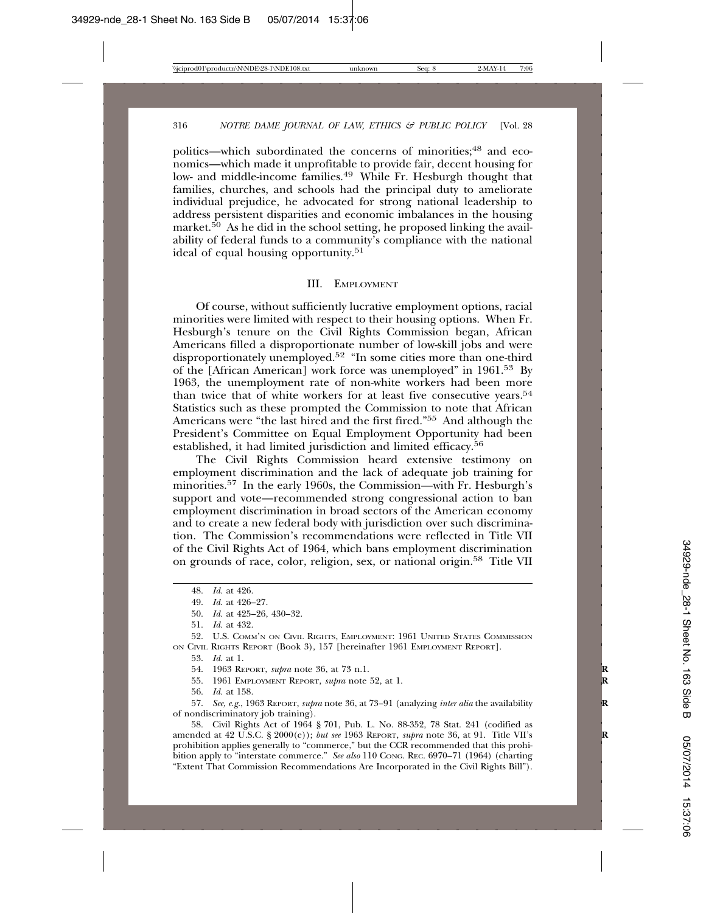politics—which subordinated the concerns of minorities;[48] and economics—which made it unprofitable to provide fair, decent housing for low- and middle-income families.[49] While Fr. Hesburgh thought that families, churches, and schools had the principal duty to ameliorate individual prejudice, he advocated for strong national leadership to address persistent disparities and economic imbalances in the housing market.[50] As he did in the school setting, he proposed linking the availability of federal funds to a community's compliance with the national ideal of equal housing opportunity.[51]

## III. Employment

Of course, without sufficiently lucrative employment options, racial minorities were limited with respect to their housing options. When Fr. Hesburgh's tenure on the Civil Rights Commission began, African Americans filled a disproportionate number of low-skill jobs and were disproportionately unemployed.[52] "In some cities more than one-third of the [African American] work force was unemployed" in 1961.[53] By 1963, the unemployment rate of non-white workers had been more than twice that of white workers for at least five consecutive years.[54] Statistics such as these prompted the Commission to note that African Americans were "the last hired and the first fired."[55] And although the President's Committee on Equal Employment Opportunity had been established, it had limited jurisdiction and limited efficacy.[56]

The Civil Rights Commission heard extensive testimony on employment discrimination and the lack of adequate job training for minorities.[57] In the early 1960s, the Commission—with Fr. Hesburgh's support and vote—recommended strong congressional action to ban employment discrimination in broad sectors of the American economy and to create a new federal body with jurisdiction over such discrimination. The Commission's recommendations were reflected in Title VII of the Civil Rights Act of 1964, which bans employment discrimination on grounds of race, color, religion, sex, or national origin.[58] Title VII

---

48. *Id.* at 426.

49. *Id.* at 426–27.

50. *Id.* at 425–26, 430–32.

51. *Id.* at 432.

52. U.S. Comm'n on Civil Rights, Employment: 1961 United States Commission on Civil Rights Report (Book 3), 157 [hereinafter 1961 Employment Report].

53. *Id.* at 1.

54. 1963 Report, *supra* note 36, at 73 n.1.

55. 1961 Employment Report, *supra* note 52, at 1.

56. *Id.* at 158.

57. *See, e.g.*, 1963 Report, *supra* note 36, at 73–91 (analyzing *inter alia* the availability of nondiscriminatory job training).

58. Civil Rights Act of 1964 § 701, Pub. L. No. 88-352, 78 Stat. 241 (codified as amended at 42 U.S.C. § 2000(e)); *but see* 1963 Report, *supra* note 36, at 91. Title VII's prohibition applies generally to "commerce," but the CCR recommended that this prohibition apply to "interstate commerce." *See also* 110 Cong. Rec. 6970–71 (1964) (charting "Extent That Commission Recommendations Are Incorporated in the Civil Rights Bill").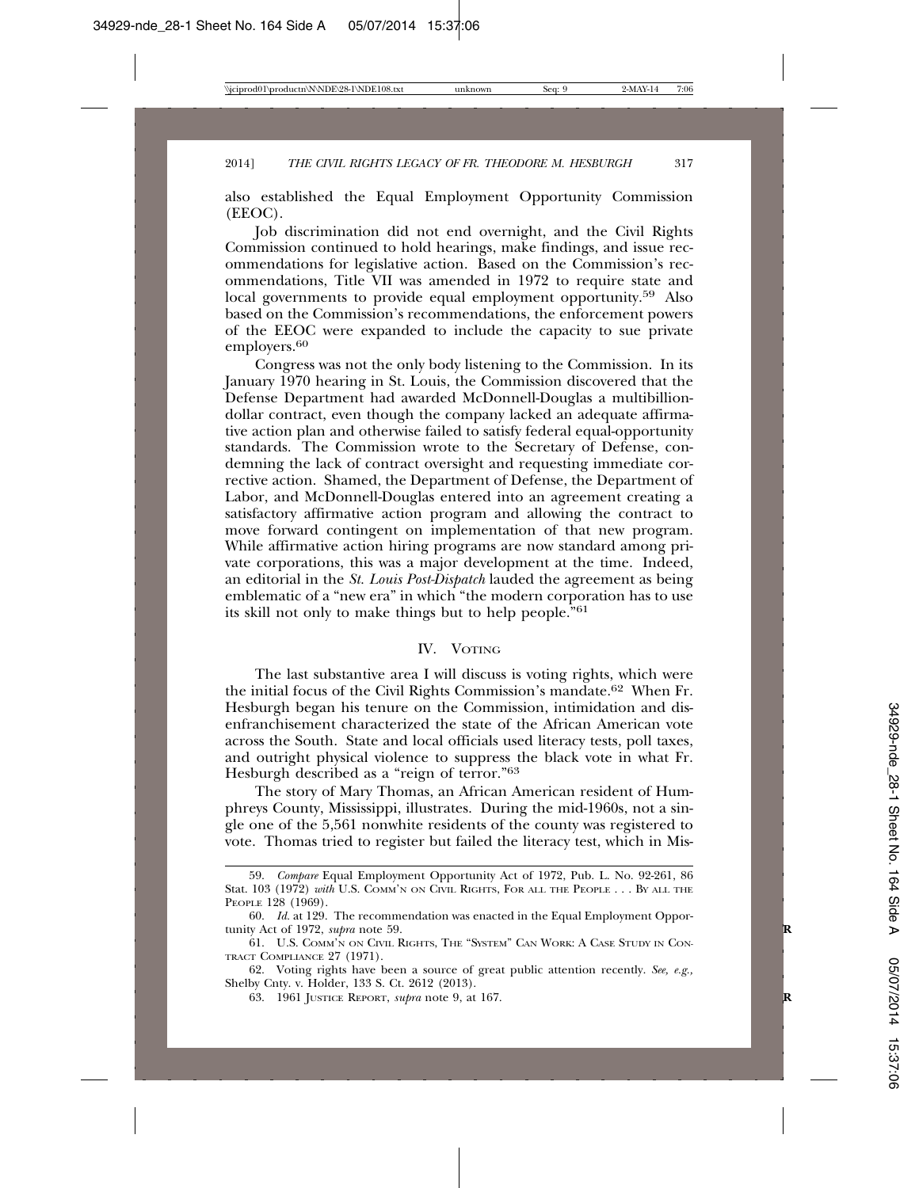also established the Equal Employment Opportunity Commission (EEOC).

Job discrimination did not end overnight, and the Civil Rights Commission continued to hold hearings, make findings, and issue recommendations for legislative action. Based on the Commission's recommendations, Title VII was amended in 1972 to require state and local governments to provide equal employment opportunity.[59] Also based on the Commission's recommendations, the enforcement powers of the EEOC were expanded to include the capacity to sue private employers.[60]

Congress was not the only body listening to the Commission. In its January 1970 hearing in St. Louis, the Commission discovered that the Defense Department had awarded McDonnell-Douglas a multibillion-dollar contract, even though the company lacked an adequate affirmative action plan and otherwise failed to satisfy federal equal-opportunity standards. The Commission wrote to the Secretary of Defense, condemning the lack of contract oversight and requesting immediate corrective action. Shamed, the Department of Defense, the Department of Labor, and McDonnell-Douglas entered into an agreement creating a satisfactory affirmative action program and allowing the contract to move forward contingent on implementation of that new program. While affirmative action hiring programs are now standard among private corporations, this was a major development at the time. Indeed, an editorial in the *St. Louis Post-Dispatch* lauded the agreement as being emblematic of a "new era" in which "the modern corporation has to use its skill not only to make things but to help people."[61]

## IV. Voting

The last substantive area I will discuss is voting rights, which were the initial focus of the Civil Rights Commission's mandate.[62] When Fr. Hesburgh began his tenure on the Commission, intimidation and disenfranchisement characterized the state of the African American vote across the South. State and local officials used literacy tests, poll taxes, and outright physical violence to suppress the black vote in what Fr. Hesburgh described as a "reign of terror."[63]

The story of Mary Thomas, an African American resident of Humphreys County, Mississippi, illustrates. During the mid-1960s, not a single one of the 5,561 nonwhite residents of the county was registered to vote. Thomas tried to register but failed the literacy test, which in Mis-

---

59. *Compare* Equal Employment Opportunity Act of 1972, Pub. L. No. 92-261, 86 Stat. 103 (1972) *with* U.S. Comm'n on Civil Rights, For All the People . . . By All the People 128 (1969).

60. *Id.* at 129. The recommendation was enacted in the Equal Employment Opportunity Act of 1972, *supra* note 59.

61. U.S. Comm'n on Civil Rights, The "System" Can Work: A Case Study in Contract Compliance 27 (1971).

62. Voting rights have been a source of great public attention recently. *See, e.g.*, Shelby Cnty. v. Holder, 133 S. Ct. 2612 (2013).

63. 1961 Justice Report, *supra* note 9, at 167.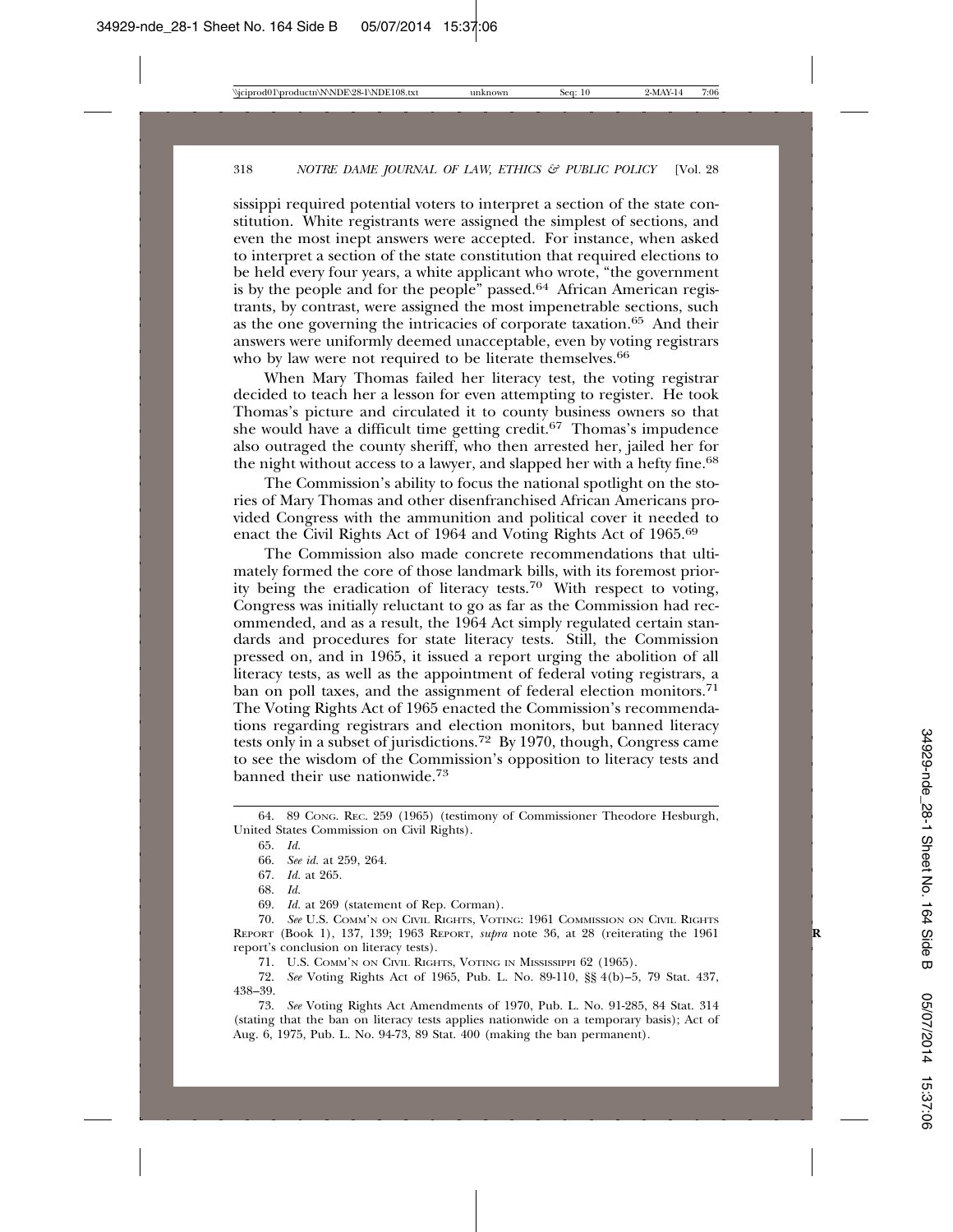sissippi required potential voters to interpret a section of the state constitution. White registrants were assigned the simplest of sections, and even the most inept answers were accepted. For instance, when asked to interpret a section of the state constitution that required elections to be held every four years, a white applicant who wrote, "the government is by the people and for the people" passed.[64] African American registrants, by contrast, were assigned the most impenetrable sections, such as the one governing the intricacies of corporate taxation.[65] And their answers were uniformly deemed unacceptable, even by voting registrars who by law were not required to be literate themselves.[66]

When Mary Thomas failed her literacy test, the voting registrar decided to teach her a lesson for even attempting to register. He took Thomas's picture and circulated it to county business owners so that she would have a difficult time getting credit.[67] Thomas's impudence also outraged the county sheriff, who then arrested her, jailed her for the night without access to a lawyer, and slapped her with a hefty fine.[68]

The Commission's ability to focus the national spotlight on the stories of Mary Thomas and other disenfranchised African Americans provided Congress with the ammunition and political cover it needed to enact the Civil Rights Act of 1964 and Voting Rights Act of 1965.[69]

The Commission also made concrete recommendations that ultimately formed the core of those landmark bills, with its foremost priority being the eradication of literacy tests.[70] With respect to voting, Congress was initially reluctant to go as far as the Commission had recommended, and as a result, the 1964 Act simply regulated certain standards and procedures for state literacy tests. Still, the Commission pressed on, and in 1965, it issued a report urging the abolition of all literacy tests, as well as the appointment of federal voting registrars, a ban on poll taxes, and the assignment of federal election monitors.[71] The Voting Rights Act of 1965 enacted the Commission's recommendations regarding registrars and election monitors, but banned literacy tests only in a subset of jurisdictions.[72] By 1970, though, Congress came to see the wisdom of the Commission's opposition to literacy tests and banned their use nationwide.[73]

---

64. 89 CONG. REC. 259 (1965) (testimony of Commissioner Theodore Hesburgh, United States Commission on Civil Rights).

65. *Id.*

66. *See id.* at 259, 264.

67. *Id.* at 265.

68. *Id.*

69. *Id.* at 269 (statement of Rep. Corman).

70. *See* U.S. COMM'N ON CIVIL RIGHTS, VOTING: 1961 COMMISSION ON CIVIL RIGHTS REPORT (Book 1), 137, 139; 1963 REPORT, *supra* note 36, at 28 (reiterating the 1961 report's conclusion on literacy tests).

71. U.S. COMM'N ON CIVIL RIGHTS, VOTING IN MISSISSIPPI 62 (1965).

72. *See* Voting Rights Act of 1965, Pub. L. No. 89-110, §§ 4(b)–5, 79 Stat. 437, 438–39.

73. *See* Voting Rights Act Amendments of 1970, Pub. L. No. 91-285, 84 Stat. 314 (stating that the ban on literacy tests applies nationwide on a temporary basis); Act of Aug. 6, 1975, Pub. L. No. 94-73, 89 Stat. 400 (making the ban permanent).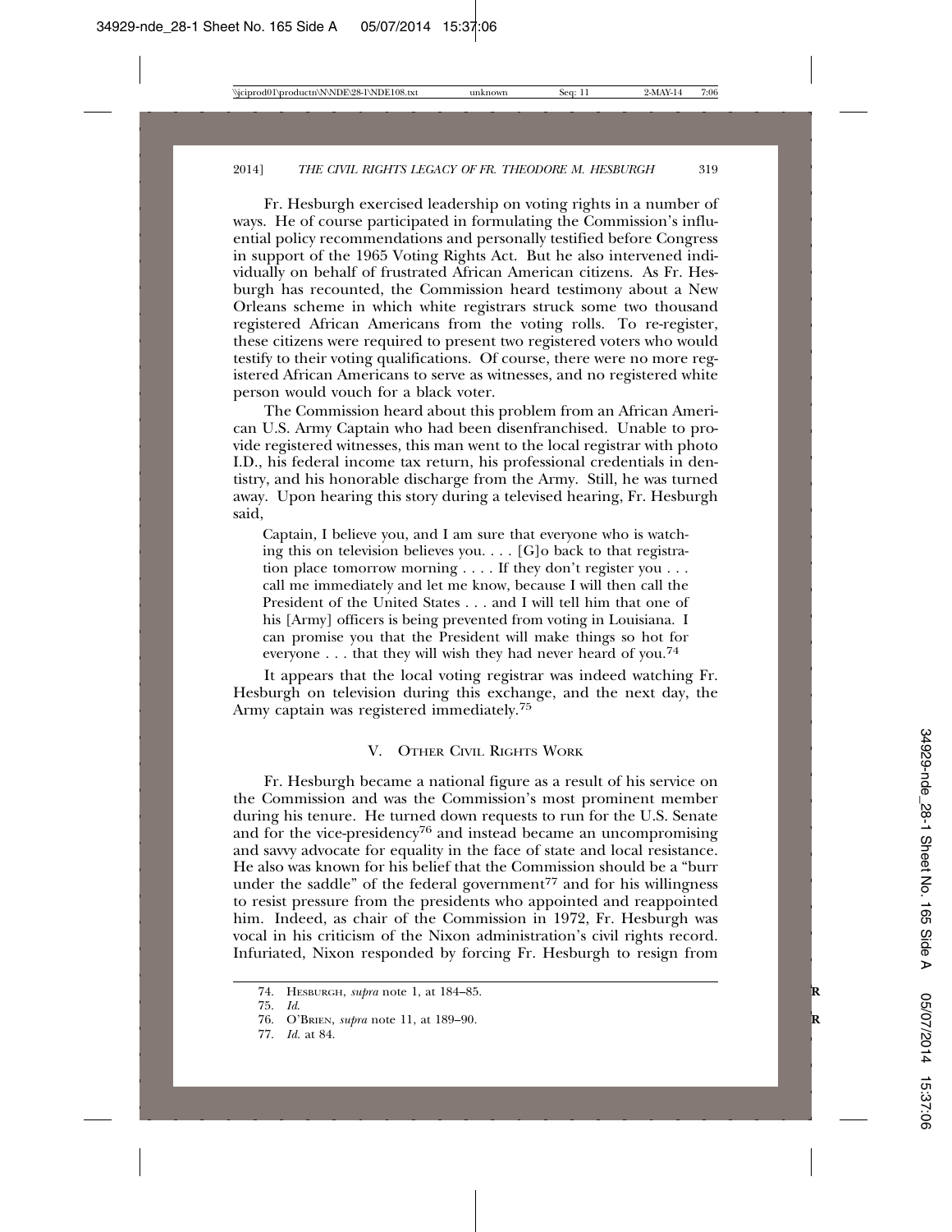Fr. Hesburgh exercised leadership on voting rights in a number of ways. He of course participated in formulating the Commission's influential policy recommendations and personally testified before Congress in support of the 1965 Voting Rights Act. But he also intervened individually on behalf of frustrated African American citizens. As Fr. Hesburgh has recounted, the Commission heard testimony about a New Orleans scheme in which white registrars struck some two thousand registered African Americans from the voting rolls. To re-register, these citizens were required to present two registered voters who would testify to their voting qualifications. Of course, there were no more registered African Americans to serve as witnesses, and no registered white person would vouch for a black voter.

The Commission heard about this problem from an African American U.S. Army Captain who had been disenfranchised. Unable to provide registered witnesses, this man went to the local registrar with photo I.D., his federal income tax return, his professional credentials in dentistry, and his honorable discharge from the Army. Still, he was turned away. Upon hearing this story during a televised hearing, Fr. Hesburgh said,

> Captain, I believe you, and I am sure that everyone who is watching this on television believes you. . . . [G]o back to that registration place tomorrow morning . . . . If they don't register you . . . call me immediately and let me know, because I will then call the President of the United States . . . and I will tell him that one of his [Army] officers is being prevented from voting in Louisiana. I can promise you that the President will make things so hot for everyone . . . that they will wish they had never heard of you.[74]

It appears that the local voting registrar was indeed watching Fr. Hesburgh on television during this exchange, and the next day, the Army captain was registered immediately.[75]

## V. Other Civil Rights Work

Fr. Hesburgh became a national figure as a result of his service on the Commission and was the Commission's most prominent member during his tenure. He turned down requests to run for the U.S. Senate and for the vice-presidency[76] and instead became an uncompromising and savvy advocate for equality in the face of state and local resistance. He also was known for his belief that the Commission should be a "burr under the saddle" of the federal government[77] and for his willingness to resist pressure from the presidents who appointed and reappointed him. Indeed, as chair of the Commission in 1972, Fr. Hesburgh was vocal in his criticism of the Nixon administration's civil rights record. Infuriated, Nixon responded by forcing Fr. Hesburgh to resign from

---

74. Hesburgh, *supra* note 1, at 184–85.

75. *Id.*

76. O'Brien, *supra* note 11, at 189–90.

77. *Id.* at 84.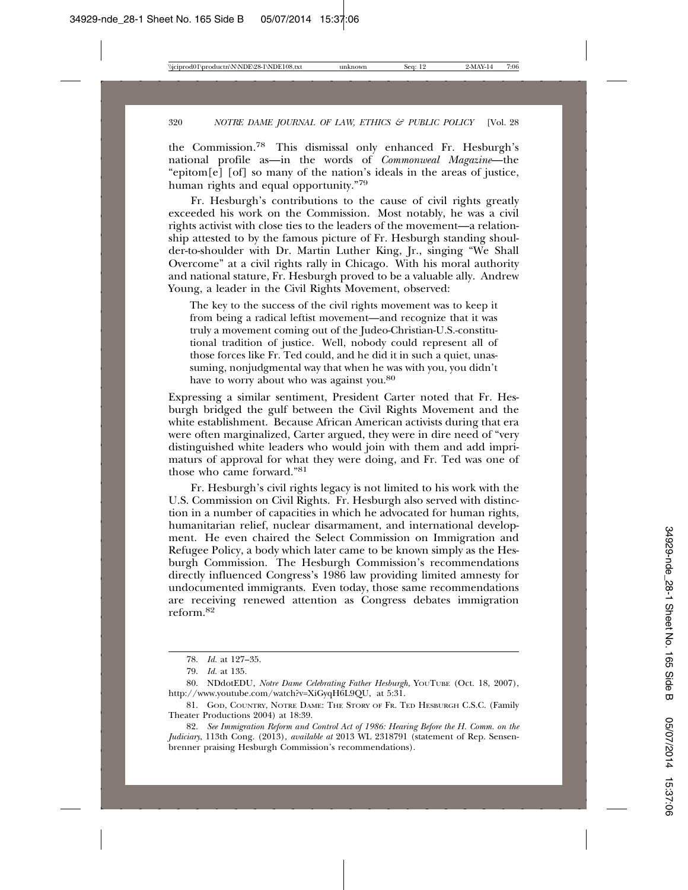the Commission.[78] This dismissal only enhanced Fr. Hesburgh's national profile as—in the words of *Commonweal Magazine*—the "epitom[e] [of] so many of the nation's ideals in the areas of justice, human rights and equal opportunity."[79]

Fr. Hesburgh's contributions to the cause of civil rights greatly exceeded his work on the Commission. Most notably, he was a civil rights activist with close ties to the leaders of the movement—a relationship attested to by the famous picture of Fr. Hesburgh standing shoulder-to-shoulder with Dr. Martin Luther King, Jr., singing "We Shall Overcome" at a civil rights rally in Chicago. With his moral authority and national stature, Fr. Hesburgh proved to be a valuable ally. Andrew Young, a leader in the Civil Rights Movement, observed:

> The key to the success of the civil rights movement was to keep it from being a radical leftist movement—and recognize that it was truly a movement coming out of the Judeo-Christian-U.S.-constitutional tradition of justice. Well, nobody could represent all of those forces like Fr. Ted could, and he did it in such a quiet, unassuming, nonjudgmental way that when he was with you, you didn't have to worry about who was against you.[80]

Expressing a similar sentiment, President Carter noted that Fr. Hesburgh bridged the gulf between the Civil Rights Movement and the white establishment. Because African American activists during that era were often marginalized, Carter argued, they were in dire need of "very distinguished white leaders who would join with them and add imprimaturs of approval for what they were doing, and Fr. Ted was one of those who came forward."[81]

Fr. Hesburgh's civil rights legacy is not limited to his work with the U.S. Commission on Civil Rights. Fr. Hesburgh also served with distinction in a number of capacities in which he advocated for human rights, humanitarian relief, nuclear disarmament, and international development. He even chaired the Select Commission on Immigration and Refugee Policy, a body which later came to be known simply as the Hesburgh Commission. The Hesburgh Commission's recommendations directly influenced Congress's 1986 law providing limited amnesty for undocumented immigrants. Even today, those same recommendations are receiving renewed attention as Congress debates immigration reform.[82]

---

78. *Id.* at 127–35.

79. *Id.* at 135.

80. NDdotEDU, *Notre Dame Celebrating Father Hesburgh*, YOUTUBE (Oct. 18, 2007), http://www.youtube.com/watch?v=XiGyqH6L9QU, at 5:31.

81. GOD, COUNTRY, NOTRE DAME: THE STORY OF FR. TED HESBURGH C.S.C. (Family Theater Productions 2004) at 18:39.

82. *See Immigration Reform and Control Act of 1986: Hearing Before the H. Comm. on the Judiciary*, 113th Cong. (2013), *available at* 2013 WL 2318791 (statement of Rep. Sensenbrenner praising Hesburgh Commission's recommendations).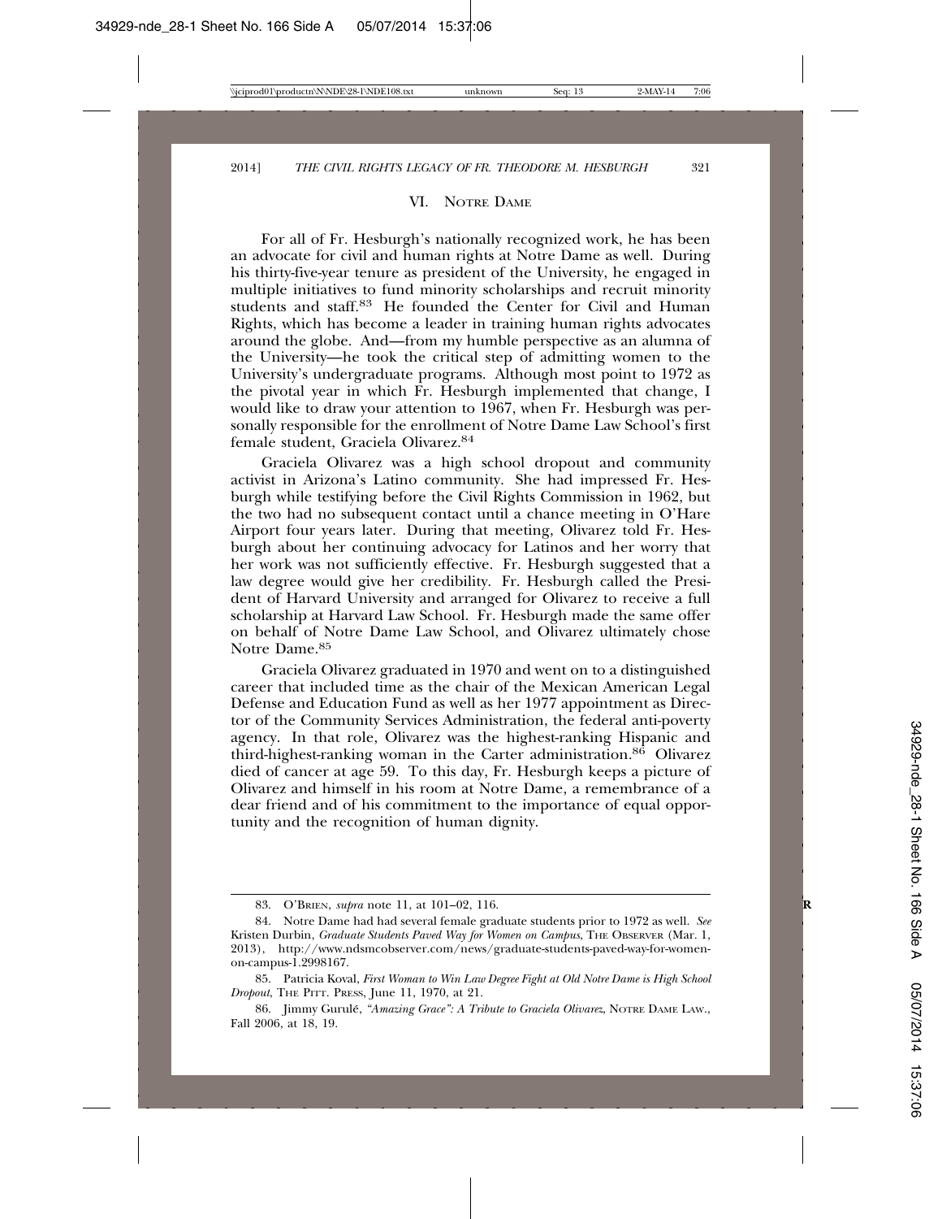## VI. Notre Dame

For all of Fr. Hesburgh's nationally recognized work, he has been an advocate for civil and human rights at Notre Dame as well. During his thirty-five-year tenure as president of the University, he engaged in multiple initiatives to fund minority scholarships and recruit minority students and staff.[83] He founded the Center for Civil and Human Rights, which has become a leader in training human rights advocates around the globe. And—from my humble perspective as an alumna of the University—he took the critical step of admitting women to the University's undergraduate programs. Although most point to 1972 as the pivotal year in which Fr. Hesburgh implemented that change, I would like to draw your attention to 1967, when Fr. Hesburgh was personally responsible for the enrollment of Notre Dame Law School's first female student, Graciela Olivarez.[84]

Graciela Olivarez was a high school dropout and community activist in Arizona's Latino community. She had impressed Fr. Hesburgh while testifying before the Civil Rights Commission in 1962, but the two had no subsequent contact until a chance meeting in O'Hare Airport four years later. During that meeting, Olivarez told Fr. Hesburgh about her continuing advocacy for Latinos and her worry that her work was not sufficiently effective. Fr. Hesburgh suggested that a law degree would give her credibility. Fr. Hesburgh called the President of Harvard University and arranged for Olivarez to receive a full scholarship at Harvard Law School. Fr. Hesburgh made the same offer on behalf of Notre Dame Law School, and Olivarez ultimately chose Notre Dame.[85]

Graciela Olivarez graduated in 1970 and went on to a distinguished career that included time as the chair of the Mexican American Legal Defense and Education Fund as well as her 1977 appointment as Director of the Community Services Administration, the federal anti-poverty agency. In that role, Olivarez was the highest-ranking Hispanic and third-highest-ranking woman in the Carter administration.[86] Olivarez died of cancer at age 59. To this day, Fr. Hesburgh keeps a picture of Olivarez and himself in his room at Notre Dame, a remembrance of a dear friend and of his commitment to the importance of equal opportunity and the recognition of human dignity.

---

83. O'Brien, *supra* note 11, at 101–02, 116.

84. Notre Dame had had several female graduate students prior to 1972 as well. *See* Kristen Durbin, *Graduate Students Paved Way for Women on Campus*, The Observer (Mar. 1, 2013), http://www.ndsmcobserver.com/news/graduate-students-paved-way-for-women-on-campus-1.2998167.

85. Patricia Koval, *First Woman to Win Law Degree Fight at Old Notre Dame is High School Dropout*, The Pitt. Press, June 11, 1970, at 21.

86. Jimmy Gurulé, *"Amazing Grace": A Tribute to Graciela Olivarez*, Notre Dame Law., Fall 2006, at 18, 19.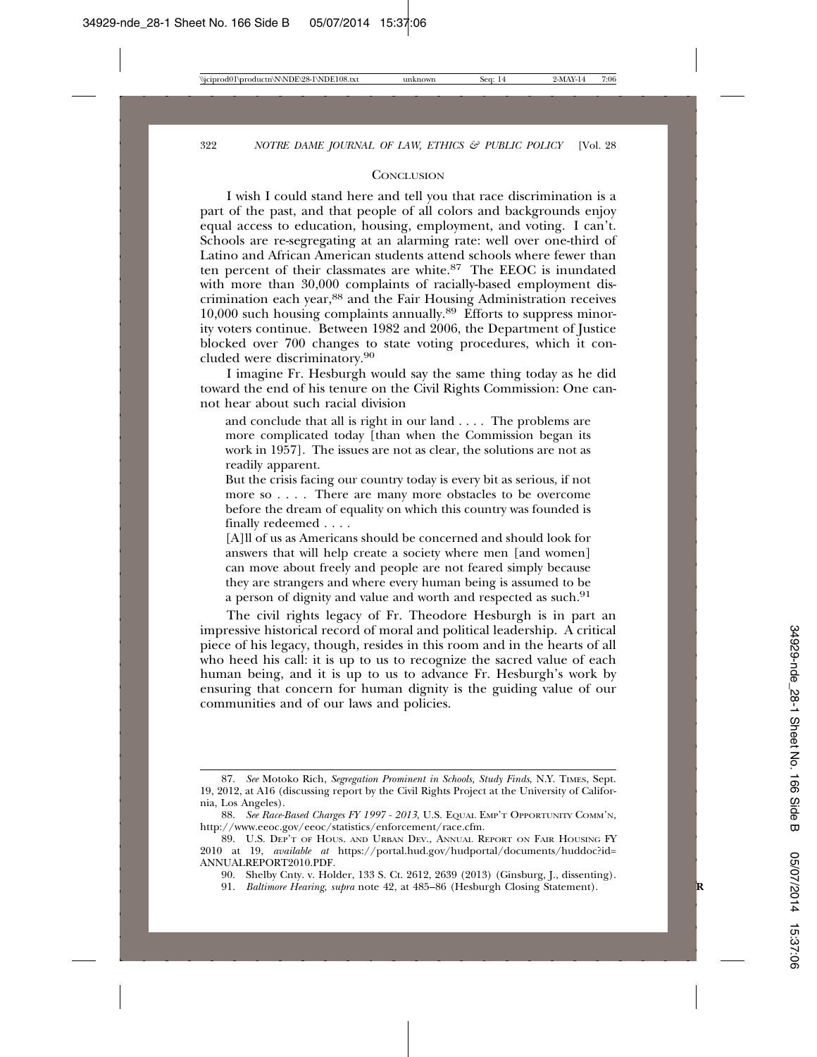## Conclusion

I wish I could stand here and tell you that race discrimination is a part of the past, and that people of all colors and backgrounds enjoy equal access to education, housing, employment, and voting. I can't. Schools are re-segregating at an alarming rate: well over one-third of Latino and African American students attend schools where fewer than ten percent of their classmates are white.[87] The EEOC is inundated with more than 30,000 complaints of racially-based employment discrimination each year,[88] and the Fair Housing Administration receives 10,000 such housing complaints annually.[89] Efforts to suppress minority voters continue. Between 1982 and 2006, the Department of Justice blocked over 700 changes to state voting procedures, which it concluded were discriminatory.[90]

I imagine Fr. Hesburgh would say the same thing today as he did toward the end of his tenure on the Civil Rights Commission: One cannot hear about such racial division

> and conclude that all is right in our land . . . . The problems are more complicated today [than when the Commission began its work in 1957]. The issues are not as clear, the solutions are not as readily apparent.
>
> But the crisis facing our country today is every bit as serious, if not more so . . . . There are many more obstacles to be overcome before the dream of equality on which this country was founded is finally redeemed . . . .
>
> [A]ll of us as Americans should be concerned and should look for answers that will help create a society where men [and women] can move about freely and people are not feared simply because they are strangers and where every human being is assumed to be a person of dignity and value and worth and respected as such.[91]

The civil rights legacy of Fr. Theodore Hesburgh is in part an impressive historical record of moral and political leadership. A critical piece of his legacy, though, resides in this room and in the hearts of all who heed his call: it is up to us to recognize the sacred value of each human being, and it is up to us to advance Fr. Hesburgh's work by ensuring that concern for human dignity is the guiding value of our communities and of our laws and policies.

---

87. *See* Motoko Rich, *Segregation Prominent in Schools, Study Finds*, N.Y. Times, Sept. 19, 2012, at A16 (discussing report by the Civil Rights Project at the University of California, Los Angeles).

88. *See Race-Based Charges FY 1997 - 2013*, U.S. Equal Emp't Opportunity Comm'n, http://www.eeoc.gov/eeoc/statistics/enforcement/race.cfm.

89. U.S. Dep't of Hous. and Urban Dev., Annual Report on Fair Housing FY 2010 at 19, *available at* https://portal.hud.gov/hudportal/documents/huddoc?id=ANNUALREPORT2010.PDF.

90. Shelby Cnty. v. Holder, 133 S. Ct. 2612, 2639 (2013) (Ginsburg, J., dissenting).

91. *Baltimore Hearing, supra* note 42, at 485–86 (Hesburgh Closing Statement).